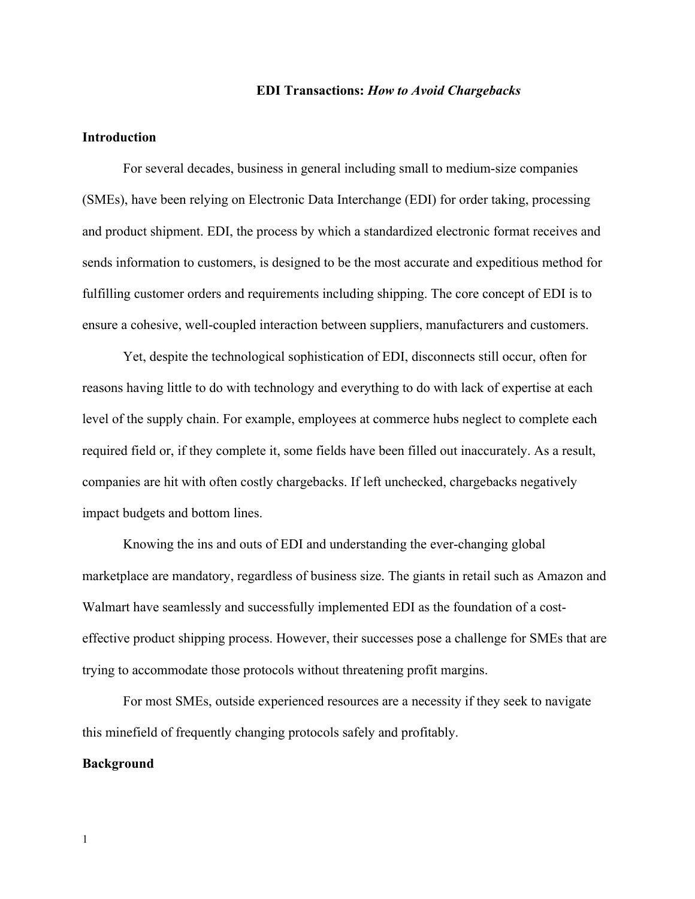# EDI Transactions: *How to Avoid Chargebacks*

## Introduction

For several decades, business in general including small to medium-size companies (SMEs), have been relying on Electronic Data Interchange (EDI) for order taking, processing and product shipment. EDI, the process by which a standardized electronic format receives and sends information to customers, is designed to be the most accurate and expeditious method for fulfilling customer orders and requirements including shipping. The core concept of EDI is to ensure a cohesive, well-coupled interaction between suppliers, manufacturers and customers.

Yet, despite the technological sophistication of EDI, disconnects still occur, often for reasons having little to do with technology and everything to do with lack of expertise at each level of the supply chain. For example, employees at commerce hubs neglect to complete each required field or, if they complete it, some fields have been filled out inaccurately. As a result, companies are hit with often costly chargebacks. If left unchecked, chargebacks negatively impact budgets and bottom lines.

Knowing the ins and outs of EDI and understanding the ever-changing global marketplace are mandatory, regardless of business size. The giants in retail such as Amazon and Walmart have seamlessly and successfully implemented EDI as the foundation of a cost-effective product shipping process. However, their successes pose a challenge for SMEs that are trying to accommodate those protocols without threatening profit margins.

For most SMEs, outside experienced resources are a necessity if they seek to navigate this minefield of frequently changing protocols safely and profitably.

## Background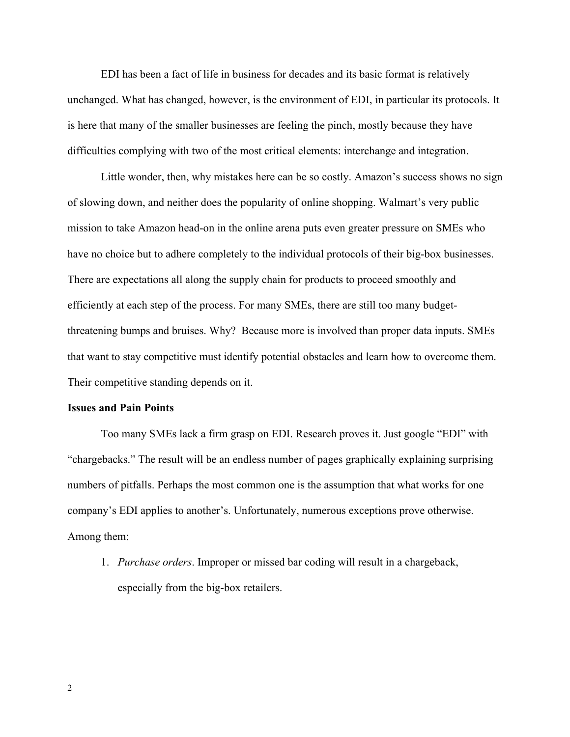EDI has been a fact of life in business for decades and its basic format is relatively unchanged. What has changed, however, is the environment of EDI, in particular its protocols. It is here that many of the smaller businesses are feeling the pinch, mostly because they have difficulties complying with two of the most critical elements: interchange and integration.

Little wonder, then, why mistakes here can be so costly. Amazon's success shows no sign of slowing down, and neither does the popularity of online shopping. Walmart's very public mission to take Amazon head-on in the online arena puts even greater pressure on SMEs who have no choice but to adhere completely to the individual protocols of their big-box businesses. There are expectations all along the supply chain for products to proceed smoothly and efficiently at each step of the process. For many SMEs, there are still too many budget-threatening bumps and bruises. Why? Because more is involved than proper data inputs. SMEs that want to stay competitive must identify potential obstacles and learn how to overcome them. Their competitive standing depends on it.

**Issues and Pain Points**

Too many SMEs lack a firm grasp on EDI. Research proves it. Just google "EDI" with "chargebacks." The result will be an endless number of pages graphically explaining surprising numbers of pitfalls. Perhaps the most common one is the assumption that what works for one company's EDI applies to another's. Unfortunately, numerous exceptions prove otherwise. Among them:

1. *Purchase orders*. Improper or missed bar coding will result in a chargeback, especially from the big-box retailers.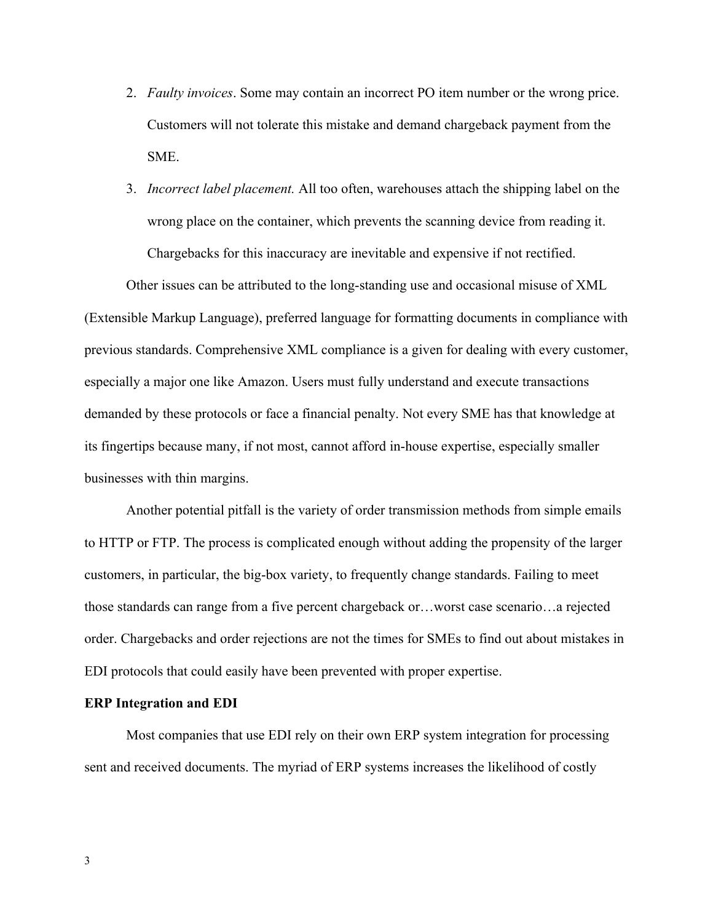2. *Faulty invoices*. Some may contain an incorrect PO item number or the wrong price. Customers will not tolerate this mistake and demand chargeback payment from the SME.
3. *Incorrect label placement.* All too often, warehouses attach the shipping label on the wrong place on the container, which prevents the scanning device from reading it. Chargebacks for this inaccuracy are inevitable and expensive if not rectified.

Other issues can be attributed to the long-standing use and occasional misuse of XML (Extensible Markup Language), preferred language for formatting documents in compliance with previous standards. Comprehensive XML compliance is a given for dealing with every customer, especially a major one like Amazon. Users must fully understand and execute transactions demanded by these protocols or face a financial penalty. Not every SME has that knowledge at its fingertips because many, if not most, cannot afford in-house expertise, especially smaller businesses with thin margins.

Another potential pitfall is the variety of order transmission methods from simple emails to HTTP or FTP. The process is complicated enough without adding the propensity of the larger customers, in particular, the big-box variety, to frequently change standards. Failing to meet those standards can range from a five percent chargeback or…worst case scenario…a rejected order. Chargebacks and order rejections are not the times for SMEs to find out about mistakes in EDI protocols that could easily have been prevented with proper expertise.

**ERP Integration and EDI**

Most companies that use EDI rely on their own ERP system integration for processing sent and received documents. The myriad of ERP systems increases the likelihood of costly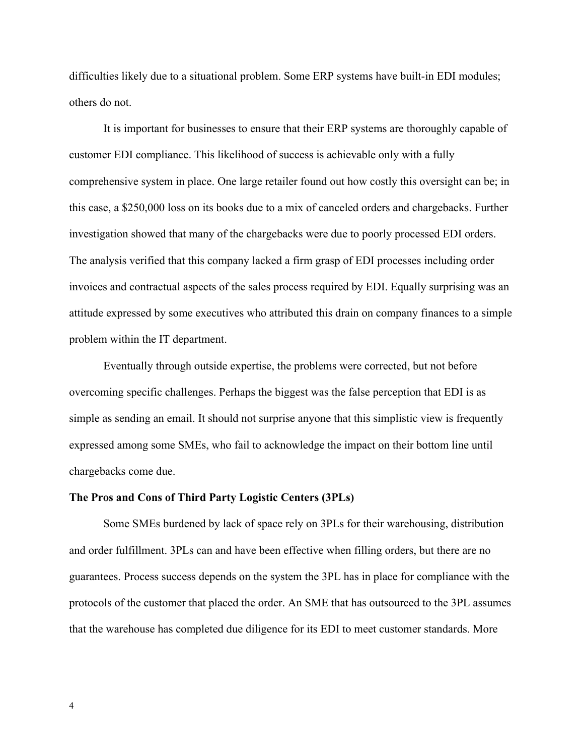difficulties likely due to a situational problem. Some ERP systems have built-in EDI modules; others do not.

It is important for businesses to ensure that their ERP systems are thoroughly capable of customer EDI compliance. This likelihood of success is achievable only with a fully comprehensive system in place. One large retailer found out how costly this oversight can be; in this case, a $250,000 loss on its books due to a mix of canceled orders and chargebacks. Further investigation showed that many of the chargebacks were due to poorly processed EDI orders. The analysis verified that this company lacked a firm grasp of EDI processes including order invoices and contractual aspects of the sales process required by EDI. Equally surprising was an attitude expressed by some executives who attributed this drain on company finances to a simple problem within the IT department.

Eventually through outside expertise, the problems were corrected, but not before overcoming specific challenges. Perhaps the biggest was the false perception that EDI is as simple as sending an email. It should not surprise anyone that this simplistic view is frequently expressed among some SMEs, who fail to acknowledge the impact on their bottom line until chargebacks come due.

**The Pros and Cons of Third Party Logistic Centers (3PLs)**

Some SMEs burdened by lack of space rely on 3PLs for their warehousing, distribution and order fulfillment. 3PLs can and have been effective when filling orders, but there are no guarantees. Process success depends on the system the 3PL has in place for compliance with the protocols of the customer that placed the order. An SME that has outsourced to the 3PL assumes that the warehouse has completed due diligence for its EDI to meet customer standards. More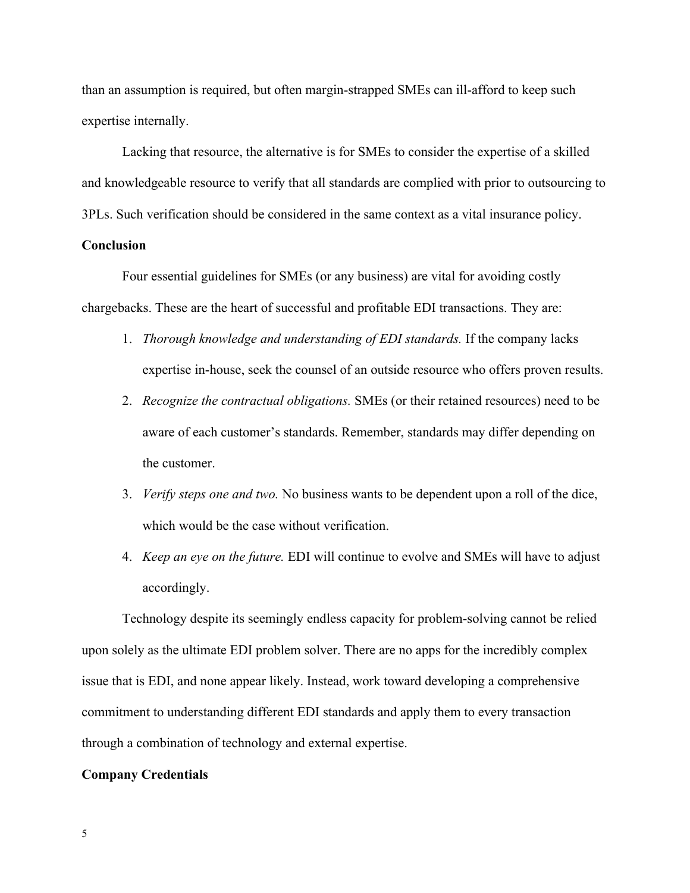than an assumption is required, but often margin-strapped SMEs can ill-afford to keep such expertise internally.

Lacking that resource, the alternative is for SMEs to consider the expertise of a skilled and knowledgeable resource to verify that all standards are complied with prior to outsourcing to 3PLs. Such verification should be considered in the same context as a vital insurance policy.

**Conclusion**

Four essential guidelines for SMEs (or any business) are vital for avoiding costly chargebacks. These are the heart of successful and profitable EDI transactions. They are:

1. *Thorough knowledge and understanding of EDI standards.* If the company lacks expertise in-house, seek the counsel of an outside resource who offers proven results.
2. *Recognize the contractual obligations.* SMEs (or their retained resources) need to be aware of each customer's standards. Remember, standards may differ depending on the customer.
3. *Verify steps one and two.* No business wants to be dependent upon a roll of the dice, which would be the case without verification.
4. *Keep an eye on the future.* EDI will continue to evolve and SMEs will have to adjust accordingly.

Technology despite its seemingly endless capacity for problem-solving cannot be relied upon solely as the ultimate EDI problem solver. There are no apps for the incredibly complex issue that is EDI, and none appear likely. Instead, work toward developing a comprehensive commitment to understanding different EDI standards and apply them to every transaction through a combination of technology and external expertise.

**Company Credentials**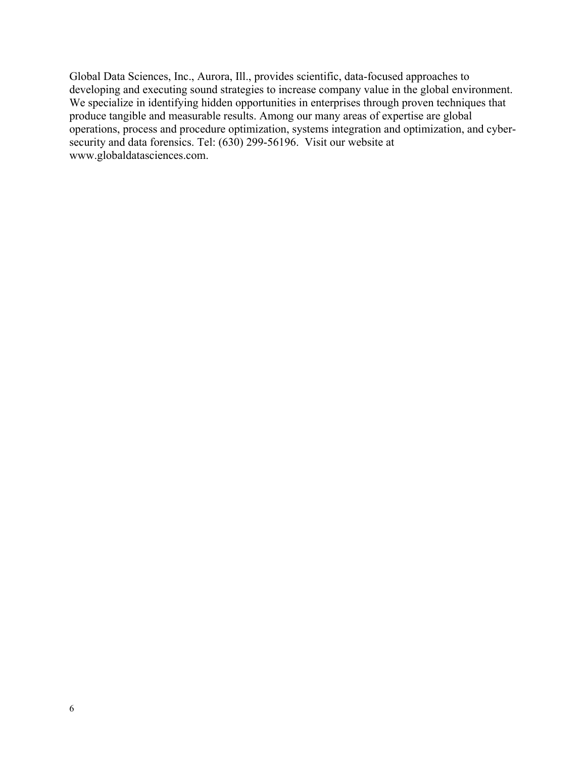Global Data Sciences, Inc., Aurora, Ill., provides scientific, data-focused approaches to developing and executing sound strategies to increase company value in the global environment. We specialize in identifying hidden opportunities in enterprises through proven techniques that produce tangible and measurable results. Among our many areas of expertise are global operations, process and procedure optimization, systems integration and optimization, and cyber-security and data forensics. Tel: (630) 299-56196. Visit our website at www.globaldatasciences.com.